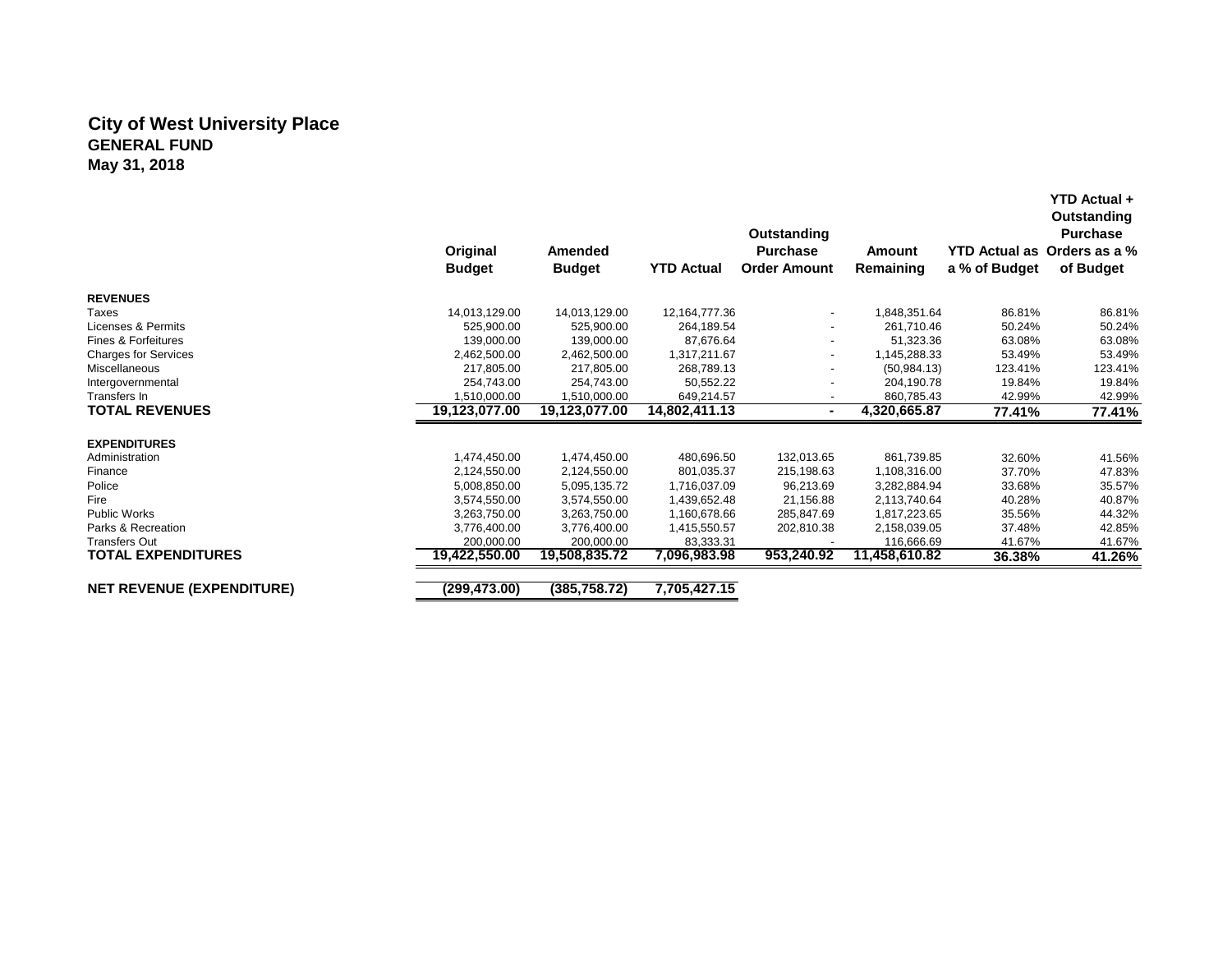# City of West University Place
## GENERAL FUND
### May 31, 2018

| | Original Budget | Amended Budget | YTD Actual | Outstanding Purchase Order Amount | Amount Remaining | YTD Actual as a % of Budget | YTD Actual + Outstanding Purchase Orders as a % of Budget |
|---|---|---|---|---|---|---|---|
| **REVENUES** | | | | | | | |
| Taxes | 14,013,129.00 | 14,013,129.00 | 12,164,777.36 | - | 1,848,351.64 | 86.81% | 86.81% |
| Licenses & Permits | 525,900.00 | 525,900.00 | 264,189.54 | - | 261,710.46 | 50.24% | 50.24% |
| Fines & Forfeitures | 139,000.00 | 139,000.00 | 87,676.64 | - | 51,323.36 | 63.08% | 63.08% |
| Charges for Services | 2,462,500.00 | 2,462,500.00 | 1,317,211.67 | - | 1,145,288.33 | 53.49% | 53.49% |
| Miscellaneous | 217,805.00 | 217,805.00 | 268,789.13 | - | (50,984.13) | 123.41% | 123.41% |
| Intergovernmental | 254,743.00 | 254,743.00 | 50,552.22 | - | 204,190.78 | 19.84% | 19.84% |
| Transfers In | 1,510,000.00 | 1,510,000.00 | 649,214.57 | - | 860,785.43 | 42.99% | 42.99% |
| **TOTAL REVENUES** | **19,123,077.00** | **19,123,077.00** | **14,802,411.13** | **-** | **4,320,665.87** | **77.41%** | **77.41%** |
| **EXPENDITURES** | | | | | | | |
| Administration | 1,474,450.00 | 1,474,450.00 | 480,696.50 | 132,013.65 | 861,739.85 | 32.60% | 41.56% |
| Finance | 2,124,550.00 | 2,124,550.00 | 801,035.37 | 215,198.63 | 1,108,316.00 | 37.70% | 47.83% |
| Police | 5,008,850.00 | 5,095,135.72 | 1,716,037.09 | 96,213.69 | 3,282,884.94 | 33.68% | 35.57% |
| Fire | 3,574,550.00 | 3,574,550.00 | 1,439,652.48 | 21,156.88 | 2,113,740.64 | 40.28% | 40.87% |
| Public Works | 3,263,750.00 | 3,263,750.00 | 1,160,678.66 | 285,847.69 | 1,817,223.65 | 35.56% | 44.32% |
| Parks & Recreation | 3,776,400.00 | 3,776,400.00 | 1,415,550.57 | 202,810.38 | 2,158,039.05 | 37.48% | 42.85% |
| Transfers Out | 200,000.00 | 200,000.00 | 83,333.31 | - | 116,666.69 | 41.67% | 41.67% |
| **TOTAL EXPENDITURES** | **19,422,550.00** | **19,508,835.72** | **7,096,983.98** | **953,240.92** | **11,458,610.82** | **36.38%** | **41.26%** |
| **NET REVENUE (EXPENDITURE)** | **(299,473.00)** | **(385,758.72)** | **7,705,427.15** | | | | |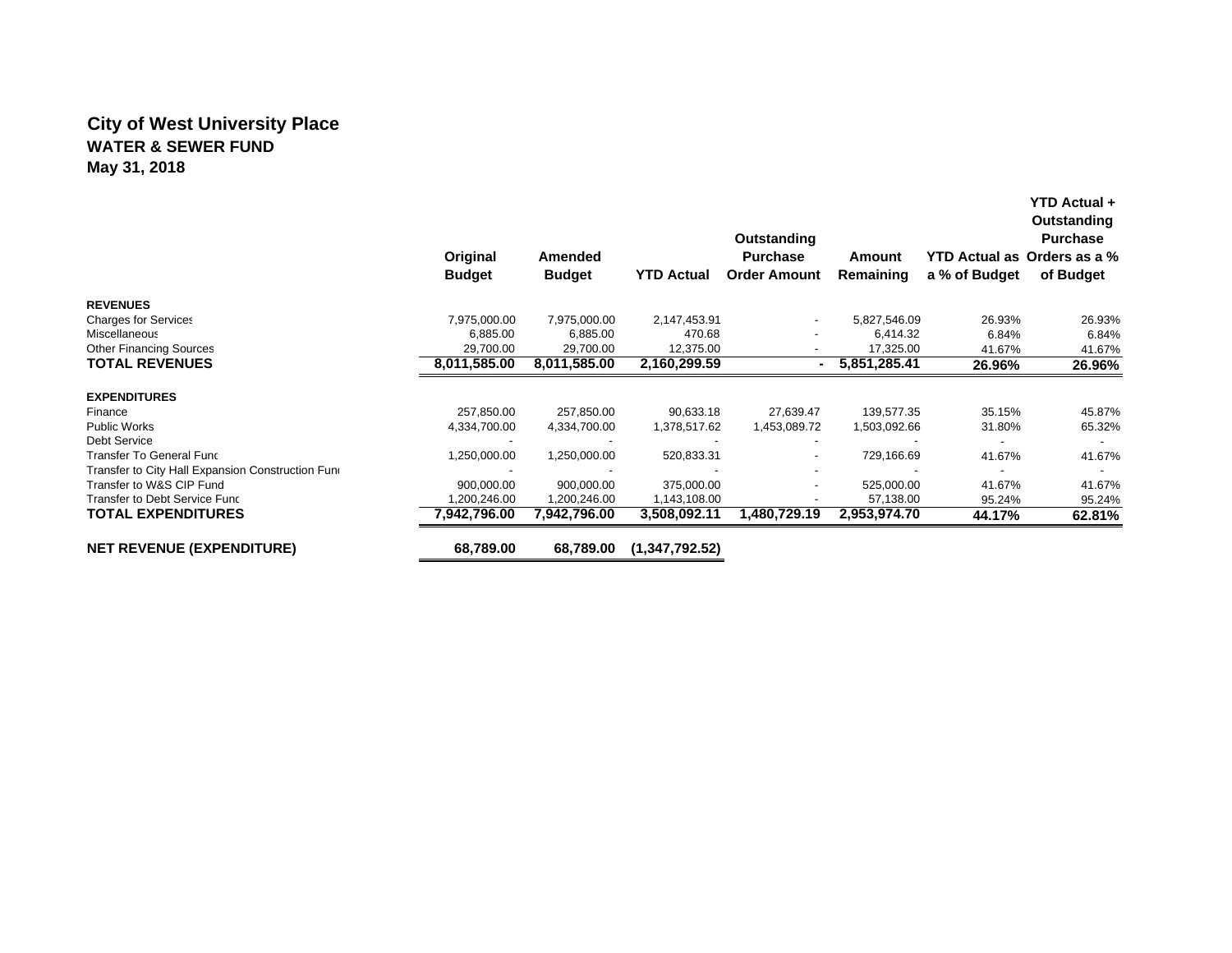# City of West University Place
## WATER & SEWER FUND
### May 31, 2018

| | Original Budget | Amended Budget | YTD Actual | Outstanding Purchase Order Amount | Amount Remaining | YTD Actual as a % of Budget | YTD Actual + Outstanding Purchase Orders as a % of Budget |
|---|---|---|---|---|---|---|---|
| **REVENUES** | | | | | | | |
| Charges for Services | 7,975,000.00 | 7,975,000.00 | 2,147,453.91 | - | 5,827,546.09 | 26.93% | 26.93% |
| Miscellaneous | 6,885.00 | 6,885.00 | 470.68 | - | 6,414.32 | 6.84% | 6.84% |
| Other Financing Sources | 29,700.00 | 29,700.00 | 12,375.00 | - | 17,325.00 | 41.67% | 41.67% |
| **TOTAL REVENUES** | **8,011,585.00** | **8,011,585.00** | **2,160,299.59** | **-** | **5,851,285.41** | **26.96%** | **26.96%** |
| **EXPENDITURES** | | | | | | | |
| Finance | 257,850.00 | 257,850.00 | 90,633.18 | 27,639.47 | 139,577.35 | 35.15% | 45.87% |
| Public Works | 4,334,700.00 | 4,334,700.00 | 1,378,517.62 | 1,453,089.72 | 1,503,092.66 | 31.80% | 65.32% |
| Debt Service | - | - | - | - | - | - | - |
| Transfer To General Fund | 1,250,000.00 | 1,250,000.00 | 520,833.31 | - | 729,166.69 | 41.67% | 41.67% |
| Transfer to City Hall Expansion Construction Fund | - | - | - | - | - | - | - |
| Transfer to W&S CIP Fund | 900,000.00 | 900,000.00 | 375,000.00 | - | 525,000.00 | 41.67% | 41.67% |
| Transfer to Debt Service Fund | 1,200,246.00 | 1,200,246.00 | 1,143,108.00 | - | 57,138.00 | 95.24% | 95.24% |
| **TOTAL EXPENDITURES** | **7,942,796.00** | **7,942,796.00** | **3,508,092.11** | **1,480,729.19** | **2,953,974.70** | **44.17%** | **62.81%** |
| **NET REVENUE (EXPENDITURE)** | **68,789.00** | **68,789.00** | **(1,347,792.52)** | | | | |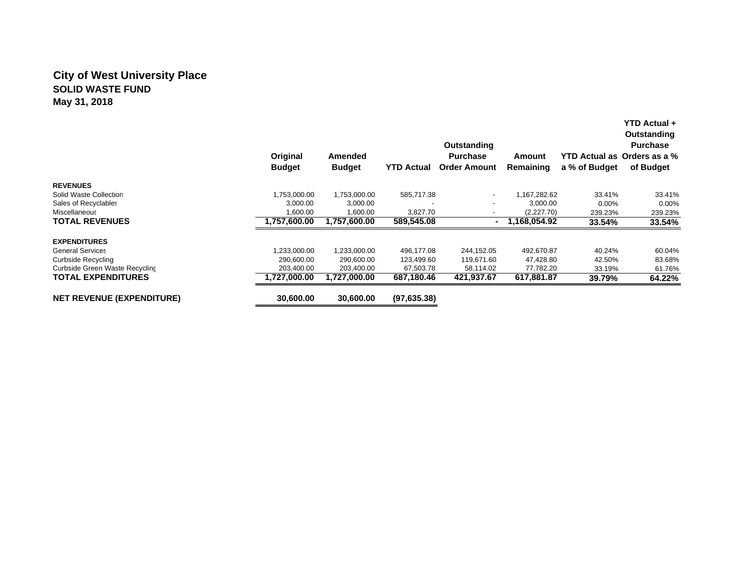## City of West University Place
### SOLID WASTE FUND
### May 31, 2018

| | Original Budget | Amended Budget | YTD Actual | Outstanding Purchase Order Amount | Amount Remaining | YTD Actual as a % of Budget | YTD Actual + Outstanding Purchase Orders as a % of Budget |
|---|---|---|---|---|---|---|---|
| **REVENUES** | | | | | | | |
| Solid Waste Collection | 1,753,000.00 | 1,753,000.00 | 585,717.38 | - | 1,167,282.62 | 33.41% | 33.41% |
| Sales of Recyclables | 3,000.00 | 3,000.00 | - | - | 3,000.00 | 0.00% | 0.00% |
| Miscellaneous | 1,600.00 | 1,600.00 | 3,827.70 | - | (2,227.70) | 239.23% | 239.23% |
| **TOTAL REVENUES** | **1,757,600.00** | **1,757,600.00** | **589,545.08** | **-** | **1,168,054.92** | **33.54%** | **33.54%** |
| **EXPENDITURES** | | | | | | | |
| General Services | 1,233,000.00 | 1,233,000.00 | 496,177.08 | 244,152.05 | 492,670.87 | 40.24% | 60.04% |
| Curbside Recycling | 290,600.00 | 290,600.00 | 123,499.60 | 119,671.60 | 47,428.80 | 42.50% | 83.68% |
| Curbside Green Waste Recycling | 203,400.00 | 203,400.00 | 67,503.78 | 58,114.02 | 77,782.20 | 33.19% | 61.76% |
| **TOTAL EXPENDITURES** | **1,727,000.00** | **1,727,000.00** | **687,180.46** | **421,937.67** | **617,881.87** | **39.79%** | **64.22%** |
| **NET REVENUE (EXPENDITURE)** | **30,600.00** | **30,600.00** | **(97,635.38)** | | | | |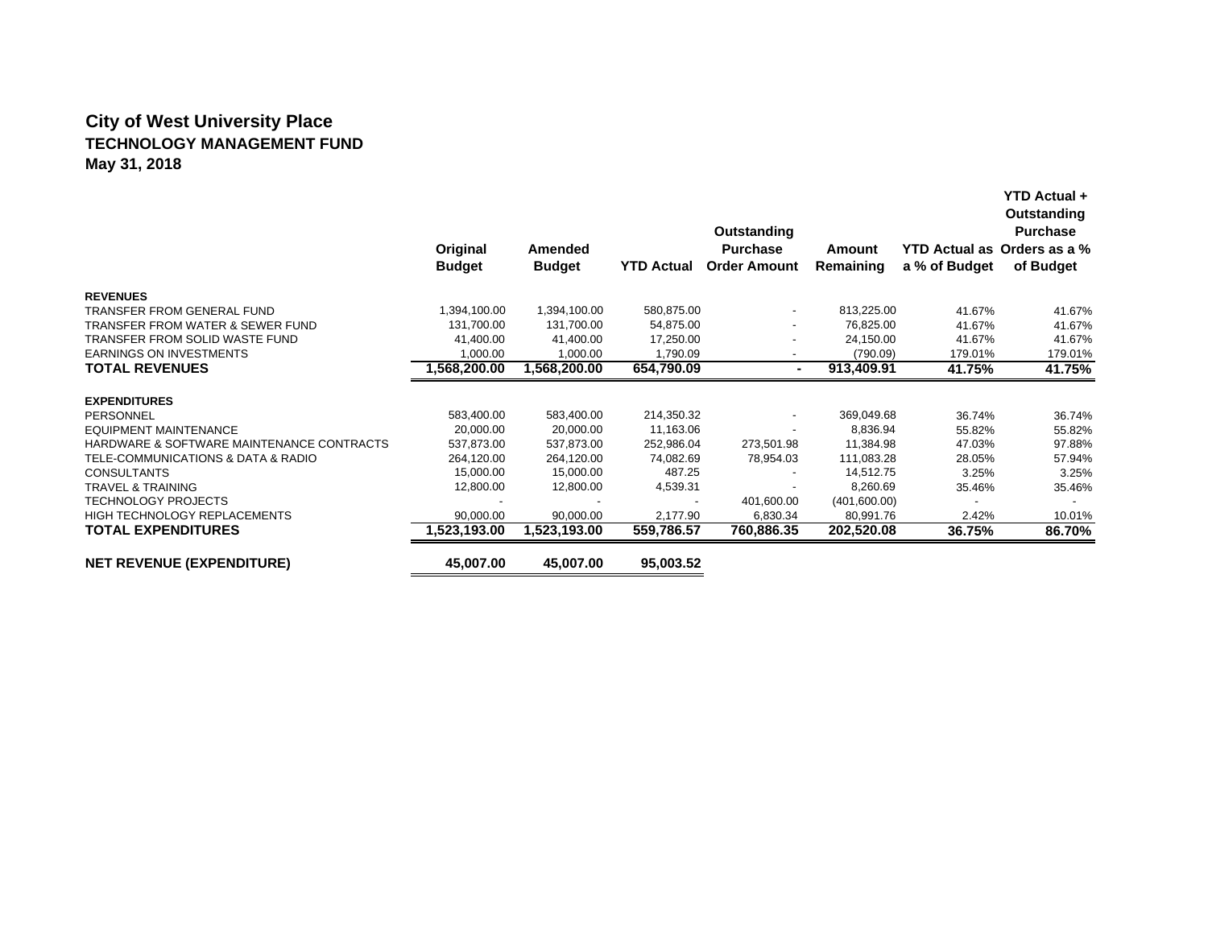# City of West University Place

## TECHNOLOGY MANAGEMENT FUND

### May 31, 2018

| | Original Budget | Amended Budget | YTD Actual | Outstanding Purchase Order Amount | Amount Remaining | YTD Actual as a % of Budget | YTD Actual + Outstanding Purchase Orders as a % of Budget |
|---|---|---|---|---|---|---|---|
| **REVENUES** | | | | | | | |
| TRANSFER FROM GENERAL FUND | 1,394,100.00 | 1,394,100.00 | 580,875.00 | - | 813,225.00 | 41.67% | 41.67% |
| TRANSFER FROM WATER & SEWER FUND | 131,700.00 | 131,700.00 | 54,875.00 | - | 76,825.00 | 41.67% | 41.67% |
| TRANSFER FROM SOLID WASTE FUND | 41,400.00 | 41,400.00 | 17,250.00 | - | 24,150.00 | 41.67% | 41.67% |
| EARNINGS ON INVESTMENTS | 1,000.00 | 1,000.00 | 1,790.09 | - | (790.09) | 179.01% | 179.01% |
| **TOTAL REVENUES** | **1,568,200.00** | **1,568,200.00** | **654,790.09** | **-** | **913,409.91** | **41.75%** | **41.75%** |
| **EXPENDITURES** | | | | | | | |
| PERSONNEL | 583,400.00 | 583,400.00 | 214,350.32 | - | 369,049.68 | 36.74% | 36.74% |
| EQUIPMENT MAINTENANCE | 20,000.00 | 20,000.00 | 11,163.06 | - | 8,836.94 | 55.82% | 55.82% |
| HARDWARE & SOFTWARE MAINTENANCE CONTRACTS | 537,873.00 | 537,873.00 | 252,986.04 | 273,501.98 | 11,384.98 | 47.03% | 97.88% |
| TELE-COMMUNICATIONS & DATA & RADIO | 264,120.00 | 264,120.00 | 74,082.69 | 78,954.03 | 111,083.28 | 28.05% | 57.94% |
| CONSULTANTS | 15,000.00 | 15,000.00 | 487.25 | - | 14,512.75 | 3.25% | 3.25% |
| TRAVEL & TRAINING | 12,800.00 | 12,800.00 | 4,539.31 | - | 8,260.69 | 35.46% | 35.46% |
| TECHNOLOGY PROJECTS | - | - | - | 401,600.00 | (401,600.00) | - | - |
| HIGH TECHNOLOGY REPLACEMENTS | 90,000.00 | 90,000.00 | 2,177.90 | 6,830.34 | 80,991.76 | 2.42% | 10.01% |
| **TOTAL EXPENDITURES** | **1,523,193.00** | **1,523,193.00** | **559,786.57** | **760,886.35** | **202,520.08** | **36.75%** | **86.70%** |
| **NET REVENUE (EXPENDITURE)** | **45,007.00** | **45,007.00** | **95,003.52** | | | | |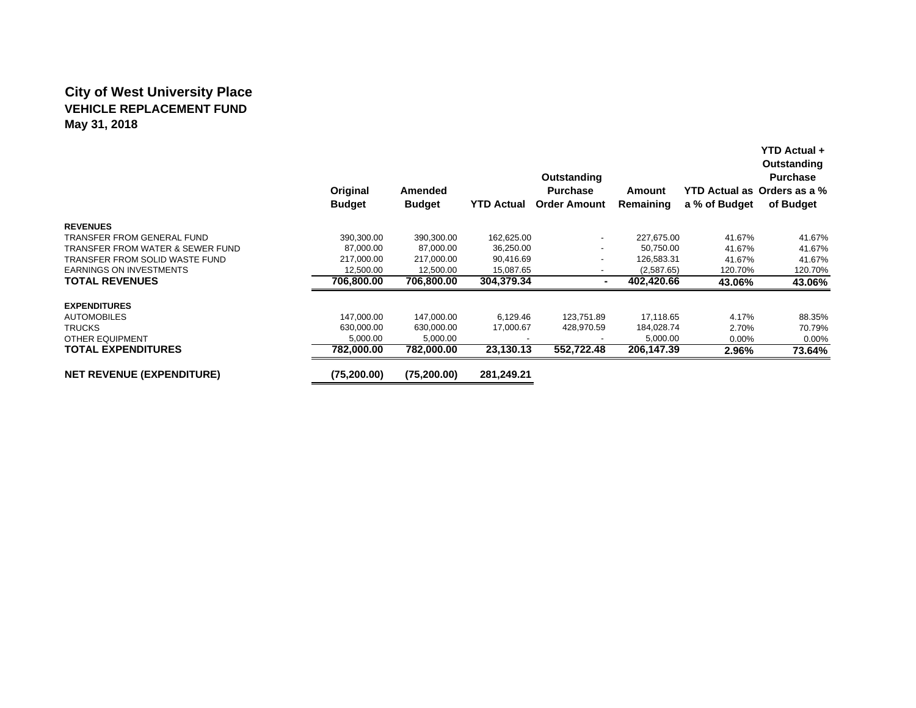# City of West University Place

## VEHICLE REPLACEMENT FUND

### May 31, 2018

| | Original Budget | Amended Budget | YTD Actual | Outstanding Purchase Order Amount | Amount Remaining | YTD Actual as a % of Budget | YTD Actual + Outstanding Purchase Orders as a % of Budget |
|---|---|---|---|---|---|---|---|
| **REVENUES** | | | | | | | |
| TRANSFER FROM GENERAL FUND | 390,300.00 | 390,300.00 | 162,625.00 | - | 227,675.00 | 41.67% | 41.67% |
| TRANSFER FROM WATER & SEWER FUND | 87,000.00 | 87,000.00 | 36,250.00 | - | 50,750.00 | 41.67% | 41.67% |
| TRANSFER FROM SOLID WASTE FUND | 217,000.00 | 217,000.00 | 90,416.69 | - | 126,583.31 | 41.67% | 41.67% |
| EARNINGS ON INVESTMENTS | 12,500.00 | 12,500.00 | 15,087.65 | - | (2,587.65) | 120.70% | 120.70% |
| **TOTAL REVENUES** | **706,800.00** | **706,800.00** | **304,379.34** | **-** | **402,420.66** | **43.06%** | **43.06%** |
| **EXPENDITURES** | | | | | | | |
| AUTOMOBILES | 147,000.00 | 147,000.00 | 6,129.46 | 123,751.89 | 17,118.65 | 4.17% | 88.35% |
| TRUCKS | 630,000.00 | 630,000.00 | 17,000.67 | 428,970.59 | 184,028.74 | 2.70% | 70.79% |
| OTHER EQUIPMENT | 5,000.00 | 5,000.00 | - | - | 5,000.00 | 0.00% | 0.00% |
| **TOTAL EXPENDITURES** | **782,000.00** | **782,000.00** | **23,130.13** | **552,722.48** | **206,147.39** | **2.96%** | **73.64%** |
| **NET REVENUE (EXPENDITURE)** | **(75,200.00)** | **(75,200.00)** | **281,249.21** | | | | |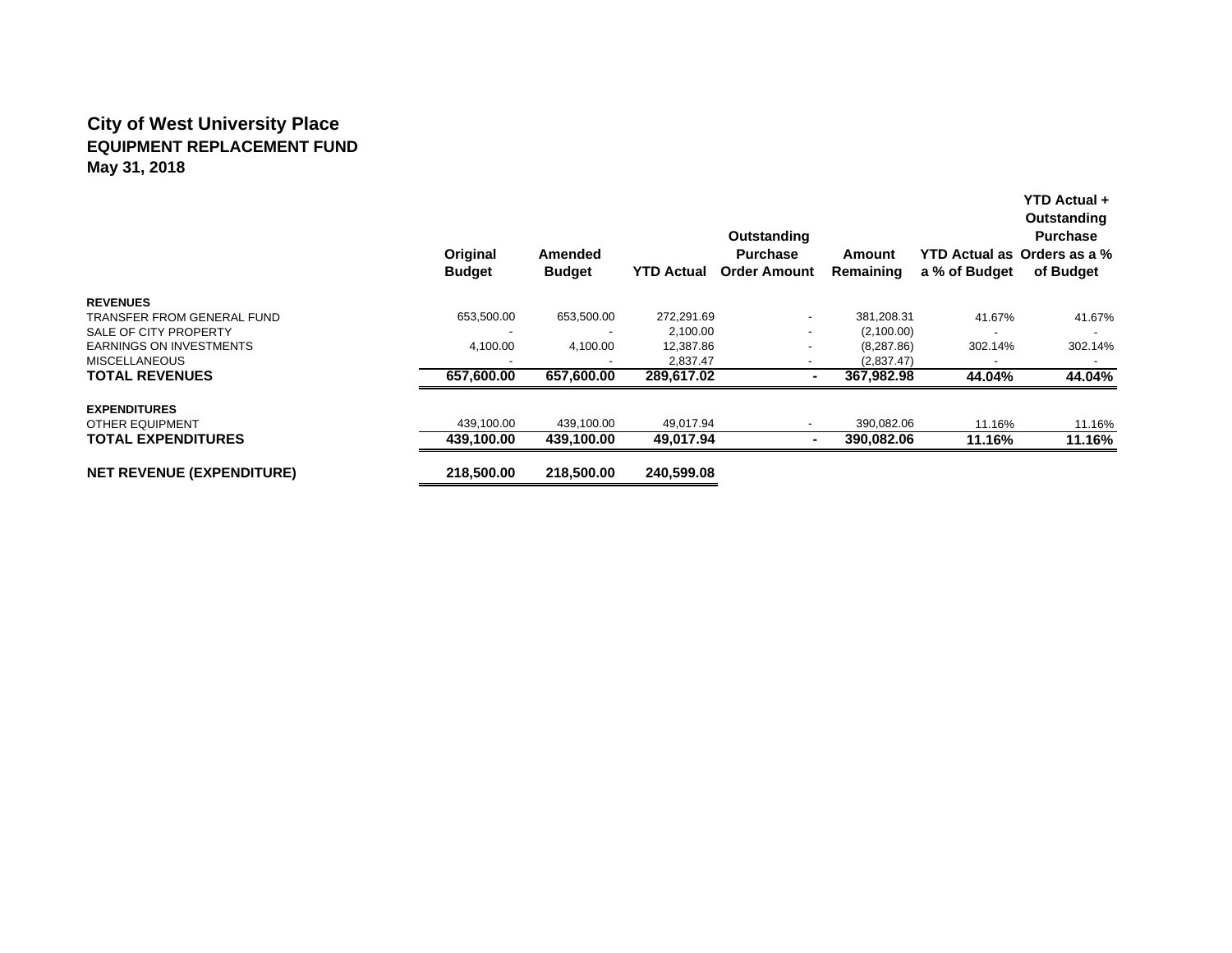# City of West University Place

## EQUIPMENT REPLACEMENT FUND

## May 31, 2018

| | Original Budget | Amended Budget | YTD Actual | Outstanding Purchase Order Amount | Amount Remaining | YTD Actual as a % of Budget | YTD Actual + Outstanding Purchase Orders as a % of Budget |
|---|---|---|---|---|---|---|---|
| **REVENUES** | | | | | | | |
| TRANSFER FROM GENERAL FUND | 653,500.00 | 653,500.00 | 272,291.69 | - | 381,208.31 | 41.67% | 41.67% |
| SALE OF CITY PROPERTY | - | - | 2,100.00 | - | (2,100.00) | - | - |
| EARNINGS ON INVESTMENTS | 4,100.00 | 4,100.00 | 12,387.86 | - | (8,287.86) | 302.14% | 302.14% |
| MISCELLANEOUS | - | - | 2,837.47 | - | (2,837.47) | - | - |
| **TOTAL REVENUES** | **657,600.00** | **657,600.00** | **289,617.02** | **-** | **367,982.98** | **44.04%** | **44.04%** |
| **EXPENDITURES** | | | | | | | |
| OTHER EQUIPMENT | 439,100.00 | 439,100.00 | 49,017.94 | - | 390,082.06 | 11.16% | 11.16% |
| **TOTAL EXPENDITURES** | **439,100.00** | **439,100.00** | **49,017.94** | **-** | **390,082.06** | **11.16%** | **11.16%** |
| **NET REVENUE (EXPENDITURE)** | **218,500.00** | **218,500.00** | **240,599.08** | | | | |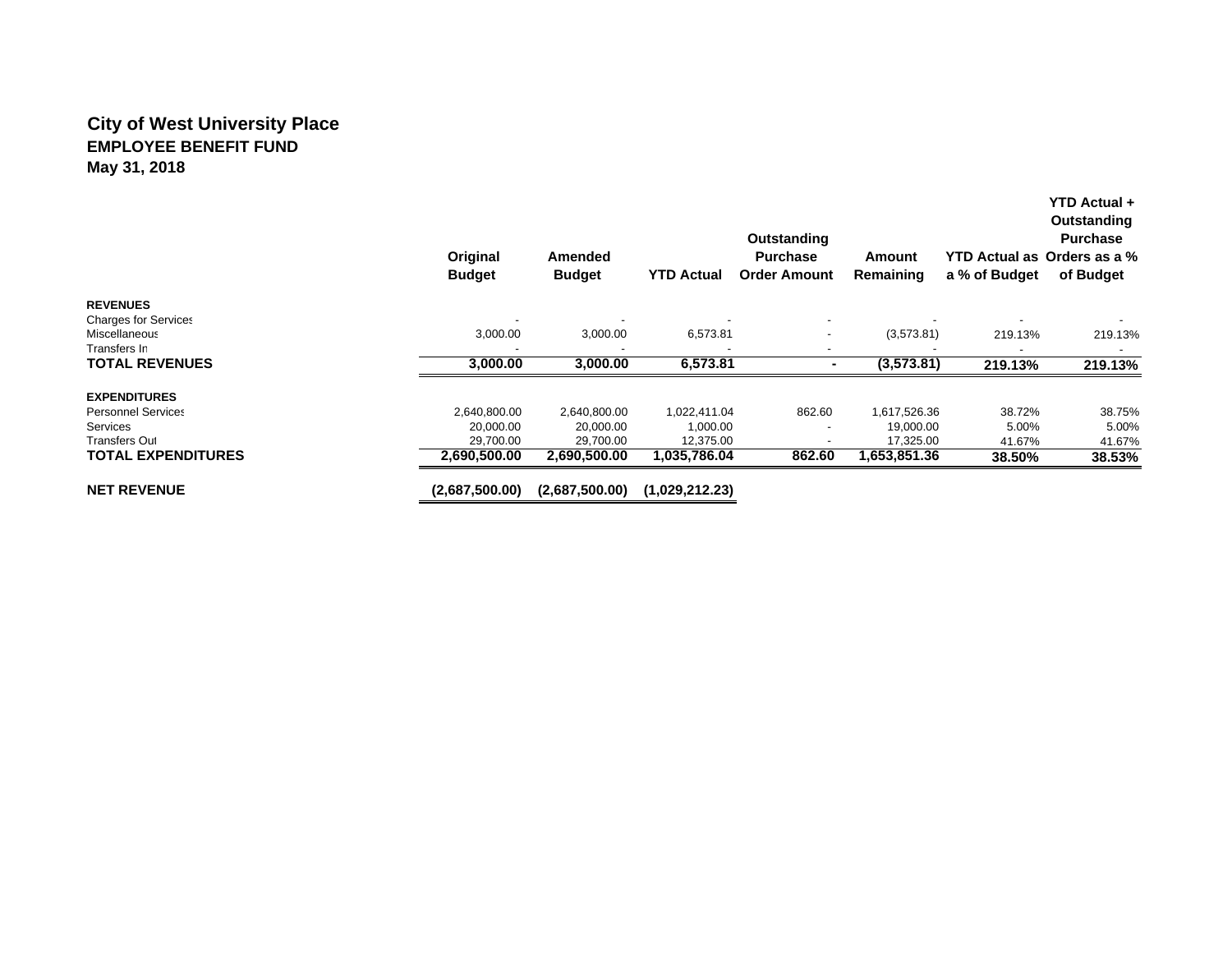# City of West University Place

## EMPLOYEE BENEFIT FUND

**May 31, 2018**

| | Original Budget | Amended Budget | YTD Actual | Outstanding Purchase Order Amount | Amount Remaining | YTD Actual as a % of Budget | YTD Actual + Outstanding Purchase Orders as a % of Budget |
|---|---|---|---|---|---|---|---|
| **REVENUES** | | | | | | | |
| Charges for Services | - | - | - | - | - | - | - |
| Miscellaneous | 3,000.00 | 3,000.00 | 6,573.81 | - | (3,573.81) | 219.13% | 219.13% |
| Transfers In | - | - | - | - | - | - | - |
| **TOTAL REVENUES** | **3,000.00** | **3,000.00** | **6,573.81** | **-** | **(3,573.81)** | **219.13%** | **219.13%** |
| **EXPENDITURES** | | | | | | | |
| Personnel Services | 2,640,800.00 | 2,640,800.00 | 1,022,411.04 | 862.60 | 1,617,526.36 | 38.72% | 38.75% |
| Services | 20,000.00 | 20,000.00 | 1,000.00 | - | 19,000.00 | 5.00% | 5.00% |
| Transfers Out | 29,700.00 | 29,700.00 | 12,375.00 | - | 17,325.00 | 41.67% | 41.67% |
| **TOTAL EXPENDITURES** | **2,690,500.00** | **2,690,500.00** | **1,035,786.04** | **862.60** | **1,653,851.36** | **38.50%** | **38.53%** |
| **NET REVENUE** | **(2,687,500.00)** | **(2,687,500.00)** | **(1,029,212.23)** | | | | |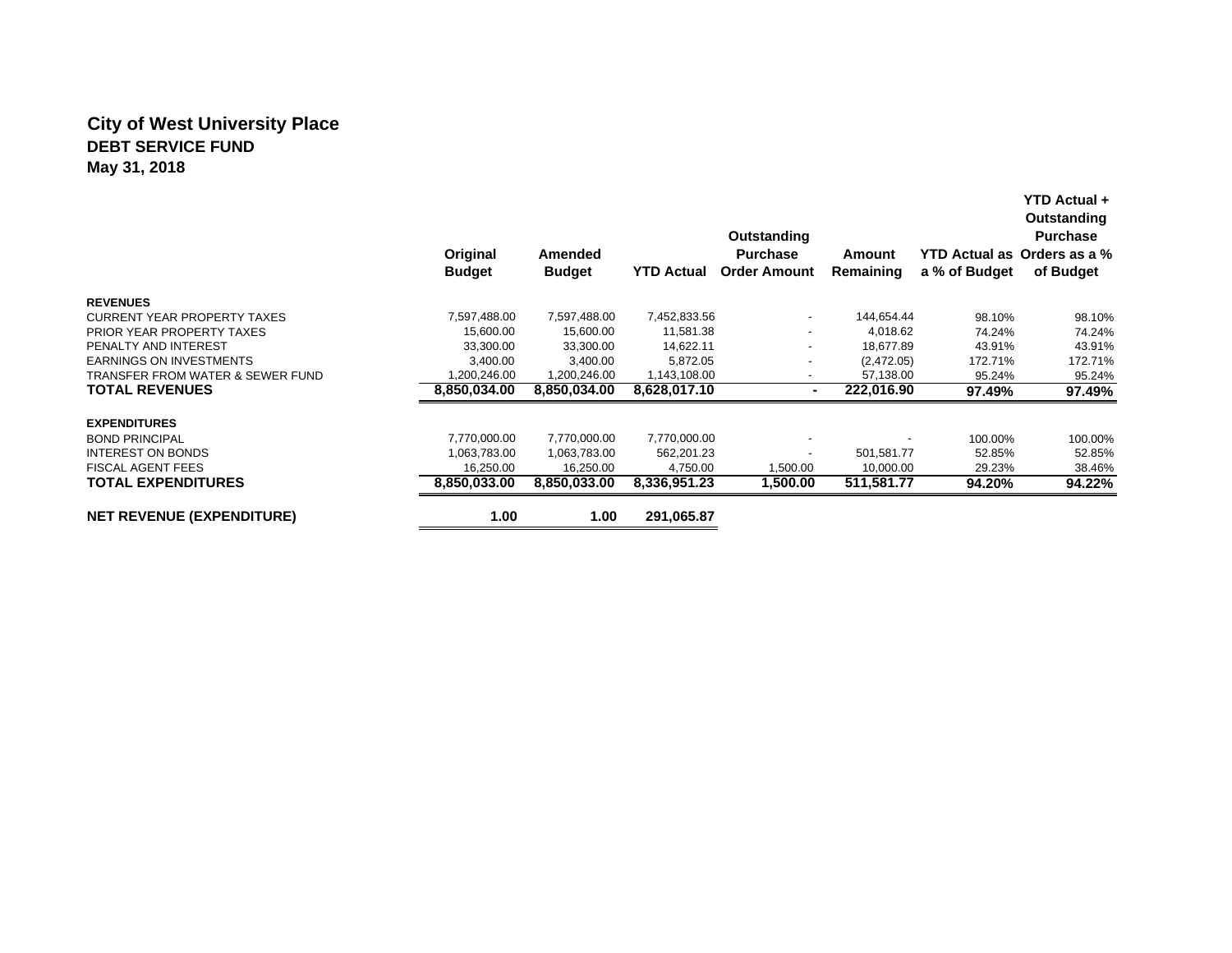# City of West University Place

## DEBT SERVICE FUND

### May 31, 2018

| | Original Budget | Amended Budget | YTD Actual | Outstanding Purchase Order Amount | Amount Remaining | YTD Actual as a % of Budget | YTD Actual + Outstanding Purchase Orders as a % of Budget |
|---|---|---|---|---|---|---|---|
| **REVENUES** | | | | | | | |
| CURRENT YEAR PROPERTY TAXES | 7,597,488.00 | 7,597,488.00 | 7,452,833.56 | - | 144,654.44 | 98.10% | 98.10% |
| PRIOR YEAR PROPERTY TAXES | 15,600.00 | 15,600.00 | 11,581.38 | - | 4,018.62 | 74.24% | 74.24% |
| PENALTY AND INTEREST | 33,300.00 | 33,300.00 | 14,622.11 | - | 18,677.89 | 43.91% | 43.91% |
| EARNINGS ON INVESTMENTS | 3,400.00 | 3,400.00 | 5,872.05 | - | (2,472.05) | 172.71% | 172.71% |
| TRANSFER FROM WATER & SEWER FUND | 1,200,246.00 | 1,200,246.00 | 1,143,108.00 | - | 57,138.00 | 95.24% | 95.24% |
| **TOTAL REVENUES** | **8,850,034.00** | **8,850,034.00** | **8,628,017.10** | **-** | **222,016.90** | **97.49%** | **97.49%** |
| **EXPENDITURES** | | | | | | | |
| BOND PRINCIPAL | 7,770,000.00 | 7,770,000.00 | 7,770,000.00 | - | - | 100.00% | 100.00% |
| INTEREST ON BONDS | 1,063,783.00 | 1,063,783.00 | 562,201.23 | - | 501,581.77 | 52.85% | 52.85% |
| FISCAL AGENT FEES | 16,250.00 | 16,250.00 | 4,750.00 | 1,500.00 | 10,000.00 | 29.23% | 38.46% |
| **TOTAL EXPENDITURES** | **8,850,033.00** | **8,850,033.00** | **8,336,951.23** | **1,500.00** | **511,581.77** | **94.20%** | **94.22%** |
| **NET REVENUE (EXPENDITURE)** | **1.00** | **1.00** | **291,065.87** | | | | |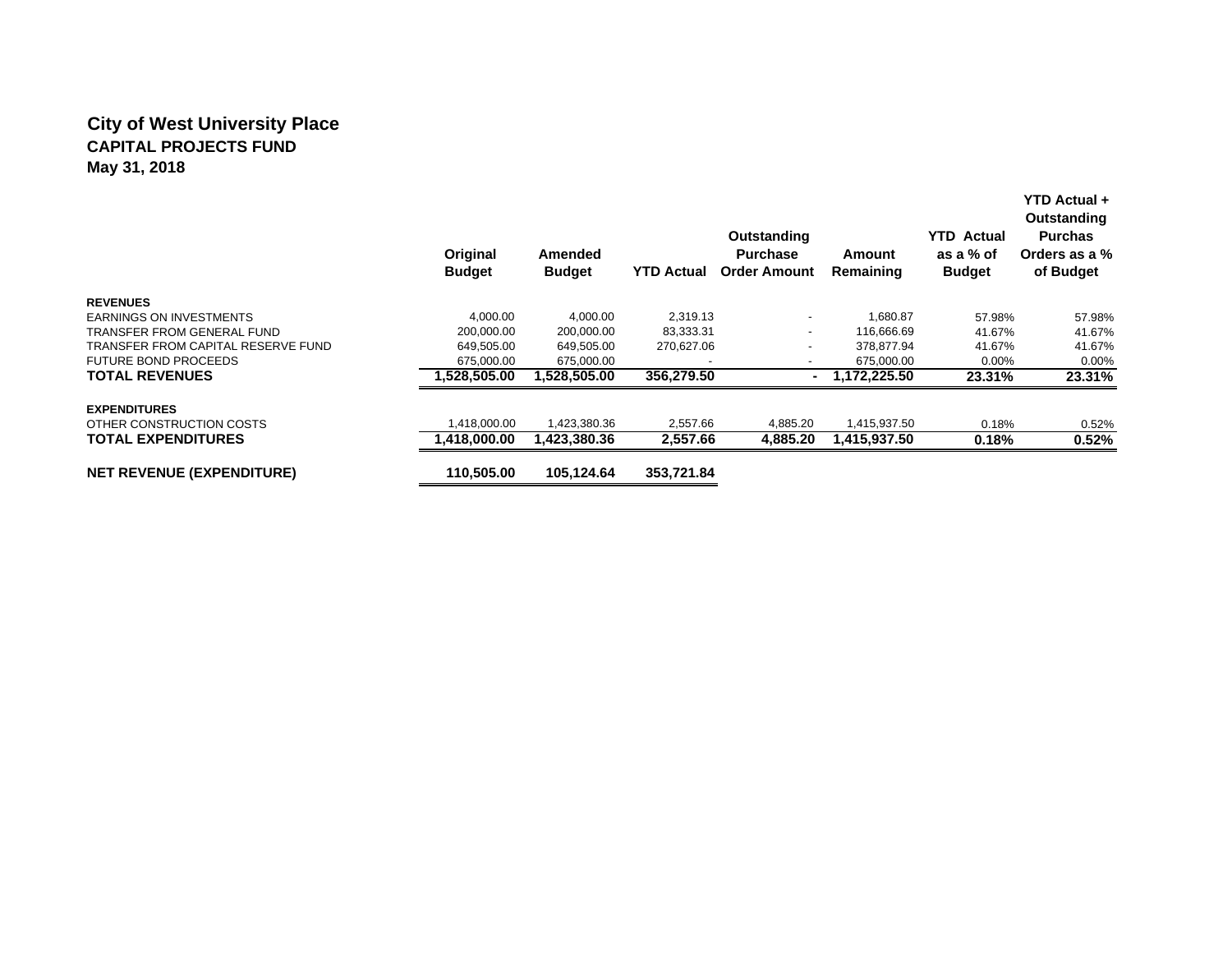# City of West University Place
## CAPITAL PROJECTS FUND
### May 31, 2018

| | Original Budget | Amended Budget | YTD Actual | Outstanding Purchase Order Amount | Amount Remaining | YTD Actual as a % of Budget | YTD Actual + Outstanding Purchas Orders as a % of Budget |
|---|---|---|---|---|---|---|---|
| **REVENUES** | | | | | | | |
| EARNINGS ON INVESTMENTS | 4,000.00 | 4,000.00 | 2,319.13 | - | 1,680.87 | 57.98% | 57.98% |
| TRANSFER FROM GENERAL FUND | 200,000.00 | 200,000.00 | 83,333.31 | - | 116,666.69 | 41.67% | 41.67% |
| TRANSFER FROM CAPITAL RESERVE FUND | 649,505.00 | 649,505.00 | 270,627.06 | - | 378,877.94 | 41.67% | 41.67% |
| FUTURE BOND PROCEEDS | 675,000.00 | 675,000.00 | - | - | 675,000.00 | 0.00% | 0.00% |
| **TOTAL REVENUES** | **1,528,505.00** | **1,528,505.00** | **356,279.50** | **-** | **1,172,225.50** | **23.31%** | **23.31%** |
| **EXPENDITURES** | | | | | | | |
| OTHER CONSTRUCTION COSTS | 1,418,000.00 | 1,423,380.36 | 2,557.66 | 4,885.20 | 1,415,937.50 | 0.18% | 0.52% |
| **TOTAL EXPENDITURES** | **1,418,000.00** | **1,423,380.36** | **2,557.66** | **4,885.20** | **1,415,937.50** | **0.18%** | **0.52%** |
| **NET REVENUE (EXPENDITURE)** | **110,505.00** | **105,124.64** | **353,721.84** | | | | |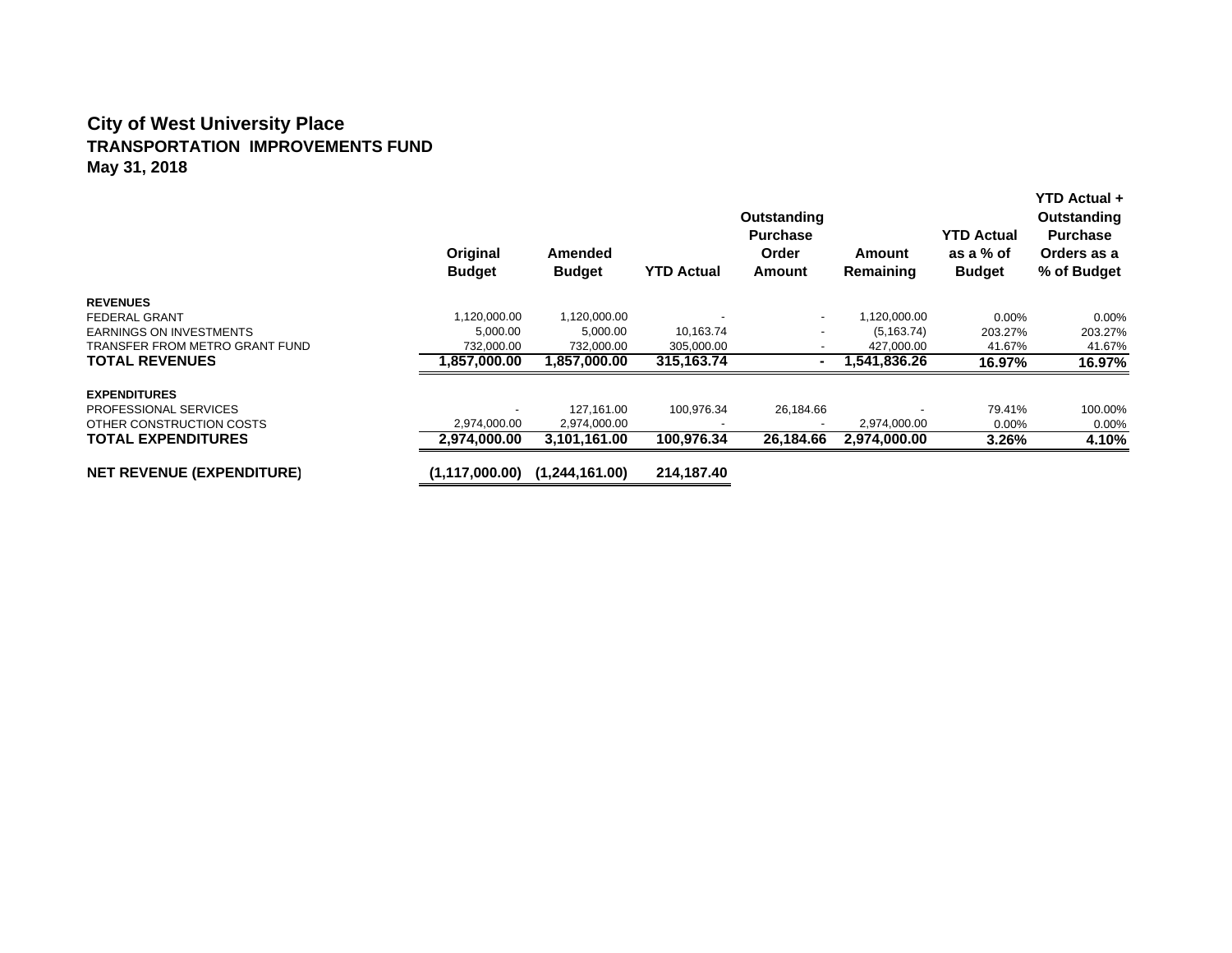# City of West University Place

## TRANSPORTATION IMPROVEMENTS FUND

### May 31, 2018

| | Original Budget | Amended Budget | YTD Actual | Outstanding Purchase Order Amount | Amount Remaining | YTD Actual as a % of Budget | YTD Actual + Outstanding Purchase Orders as a % of Budget |
|---|---|---|---|---|---|---|---|
| **REVENUES** | | | | | | | |
| FEDERAL GRANT | 1,120,000.00 | 1,120,000.00 | - | - | 1,120,000.00 | 0.00% | 0.00% |
| EARNINGS ON INVESTMENTS | 5,000.00 | 5,000.00 | 10,163.74 | - | (5,163.74) | 203.27% | 203.27% |
| TRANSFER FROM METRO GRANT FUND | 732,000.00 | 732,000.00 | 305,000.00 | - | 427,000.00 | 41.67% | 41.67% |
| **TOTAL REVENUES** | **1,857,000.00** | **1,857,000.00** | **315,163.74** | **-** | **1,541,836.26** | **16.97%** | **16.97%** |
| **EXPENDITURES** | | | | | | | |
| PROFESSIONAL SERVICES | - | 127,161.00 | 100,976.34 | 26,184.66 | - | 79.41% | 100.00% |
| OTHER CONSTRUCTION COSTS | 2,974,000.00 | 2,974,000.00 | - | - | 2,974,000.00 | 0.00% | 0.00% |
| **TOTAL EXPENDITURES** | **2,974,000.00** | **3,101,161.00** | **100,976.34** | **26,184.66** | **2,974,000.00** | **3.26%** | **4.10%** |
| **NET REVENUE (EXPENDITURE)** | **(1,117,000.00)** | **(1,244,161.00)** | **214,187.40** | | | | |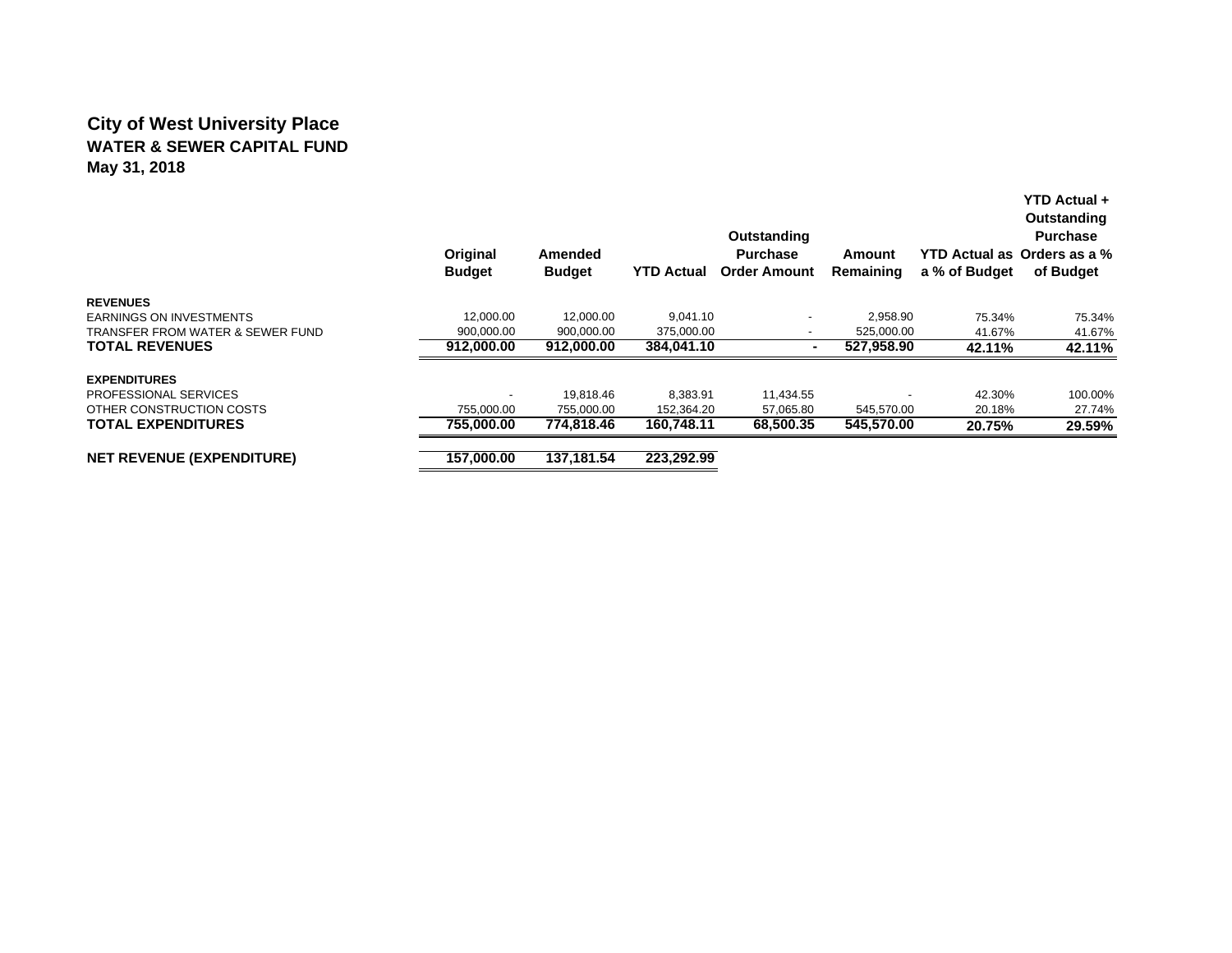# City of West University Place

## WATER & SEWER CAPITAL FUND

## May 31, 2018

| | Original Budget | Amended Budget | YTD Actual | Outstanding Purchase Order Amount | Amount Remaining | YTD Actual as a % of Budget | YTD Actual + Outstanding Purchase Orders as a % of Budget |
|---|---|---|---|---|---|---|---|
| **REVENUES** | | | | | | | |
| EARNINGS ON INVESTMENTS | 12,000.00 | 12,000.00 | 9,041.10 | - | 2,958.90 | 75.34% | 75.34% |
| TRANSFER FROM WATER & SEWER FUND | 900,000.00 | 900,000.00 | 375,000.00 | - | 525,000.00 | 41.67% | 41.67% |
| **TOTAL REVENUES** | **912,000.00** | **912,000.00** | **384,041.10** | **-** | **527,958.90** | **42.11%** | **42.11%** |
| **EXPENDITURES** | | | | | | | |
| PROFESSIONAL SERVICES | - | 19,818.46 | 8,383.91 | 11,434.55 | - | 42.30% | 100.00% |
| OTHER CONSTRUCTION COSTS | 755,000.00 | 755,000.00 | 152,364.20 | 57,065.80 | 545,570.00 | 20.18% | 27.74% |
| **TOTAL EXPENDITURES** | **755,000.00** | **774,818.46** | **160,748.11** | **68,500.35** | **545,570.00** | **20.75%** | **29.59%** |
| **NET REVENUE (EXPENDITURE)** | **157,000.00** | **137,181.54** | **223,292.99** | | | | |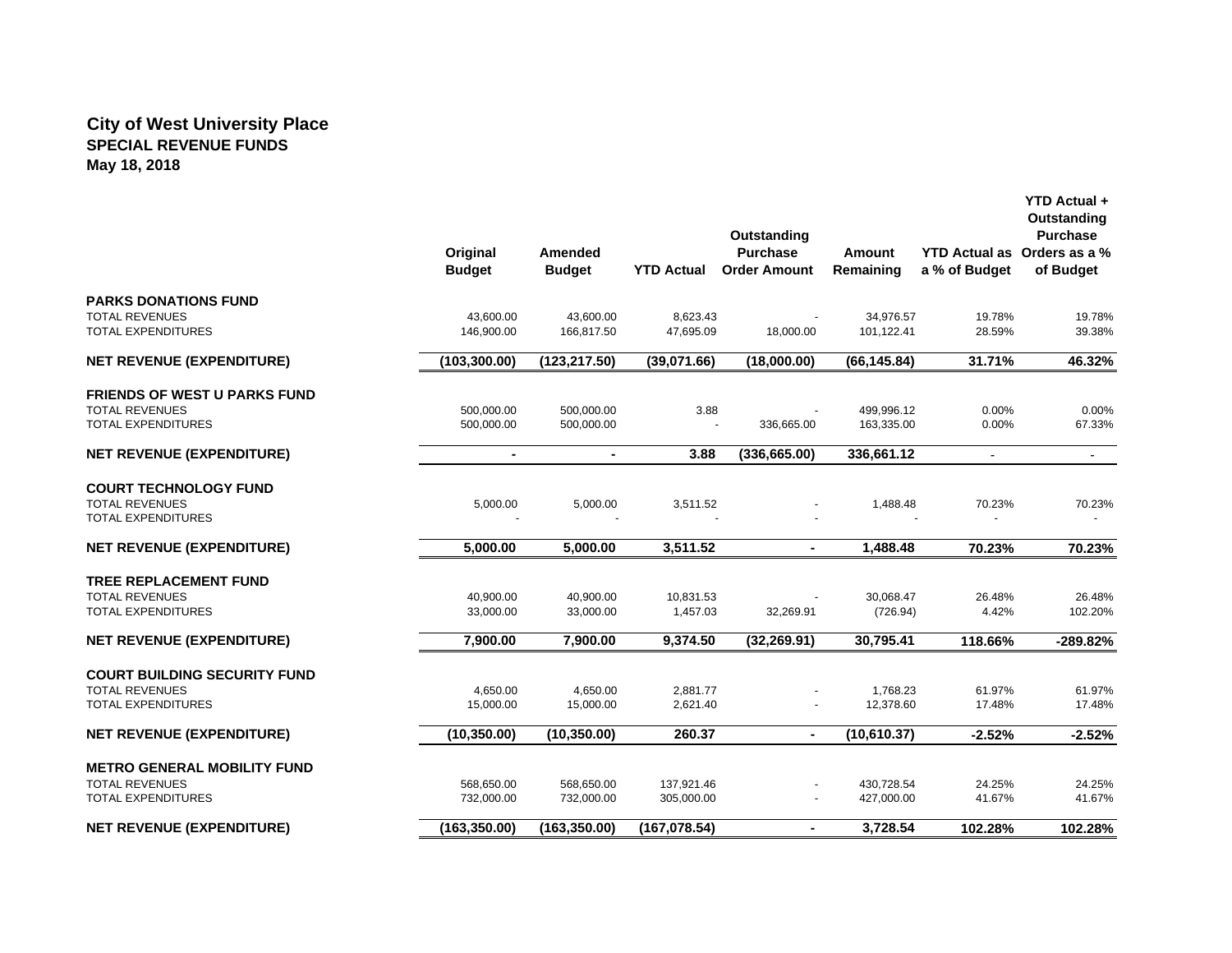# City of West University Place

## SPECIAL REVENUE FUNDS

**May 18, 2018**

| | Original Budget | Amended Budget | YTD Actual | Outstanding Purchase Order Amount | Amount Remaining | YTD Actual as a % of Budget | YTD Actual + Outstanding Purchase Orders as a % of Budget |
|---|---|---|---|---|---|---|---|
| **PARKS DONATIONS FUND** | | | | | | | |
| TOTAL REVENUES | 43,600.00 | 43,600.00 | 8,623.43 | - | 34,976.57 | 19.78% | 19.78% |
| TOTAL EXPENDITURES | 146,900.00 | 166,817.50 | 47,695.09 | 18,000.00 | 101,122.41 | 28.59% | 39.38% |
| **NET REVENUE (EXPENDITURE)** | **(103,300.00)** | **(123,217.50)** | **(39,071.66)** | **(18,000.00)** | **(66,145.84)** | **31.71%** | **46.32%** |
| **FRIENDS OF WEST U PARKS FUND** | | | | | | | |
| TOTAL REVENUES | 500,000.00 | 500,000.00 | 3.88 | - | 499,996.12 | 0.00% | 0.00% |
| TOTAL EXPENDITURES | 500,000.00 | 500,000.00 | - | 336,665.00 | 163,335.00 | 0.00% | 67.33% |
| **NET REVENUE (EXPENDITURE)** | **-** | **-** | **3.88** | **(336,665.00)** | **336,661.12** | **-** | **-** |
| **COURT TECHNOLOGY FUND** | | | | | | | |
| TOTAL REVENUES | 5,000.00 | 5,000.00 | 3,511.52 | - | 1,488.48 | 70.23% | 70.23% |
| TOTAL EXPENDITURES | - | - | - | - | - | - | - |
| **NET REVENUE (EXPENDITURE)** | **5,000.00** | **5,000.00** | **3,511.52** | **-** | **1,488.48** | **70.23%** | **70.23%** |
| **TREE REPLACEMENT FUND** | | | | | | | |
| TOTAL REVENUES | 40,900.00 | 40,900.00 | 10,831.53 | - | 30,068.47 | 26.48% | 26.48% |
| TOTAL EXPENDITURES | 33,000.00 | 33,000.00 | 1,457.03 | 32,269.91 | (726.94) | 4.42% | 102.20% |
| **NET REVENUE (EXPENDITURE)** | **7,900.00** | **7,900.00** | **9,374.50** | **(32,269.91)** | **30,795.41** | **118.66%** | **-289.82%** |
| **COURT BUILDING SECURITY FUND** | | | | | | | |
| TOTAL REVENUES | 4,650.00 | 4,650.00 | 2,881.77 | - | 1,768.23 | 61.97% | 61.97% |
| TOTAL EXPENDITURES | 15,000.00 | 15,000.00 | 2,621.40 | - | 12,378.60 | 17.48% | 17.48% |
| **NET REVENUE (EXPENDITURE)** | **(10,350.00)** | **(10,350.00)** | **260.37** | **-** | **(10,610.37)** | **-2.52%** | **-2.52%** |
| **METRO GENERAL MOBILITY FUND** | | | | | | | |
| TOTAL REVENUES | 568,650.00 | 568,650.00 | 137,921.46 | - | 430,728.54 | 24.25% | 24.25% |
| TOTAL EXPENDITURES | 732,000.00 | 732,000.00 | 305,000.00 | - | 427,000.00 | 41.67% | 41.67% |
| **NET REVENUE (EXPENDITURE)** | **(163,350.00)** | **(163,350.00)** | **(167,078.54)** | **-** | **3,728.54** | **102.28%** | **102.28%** |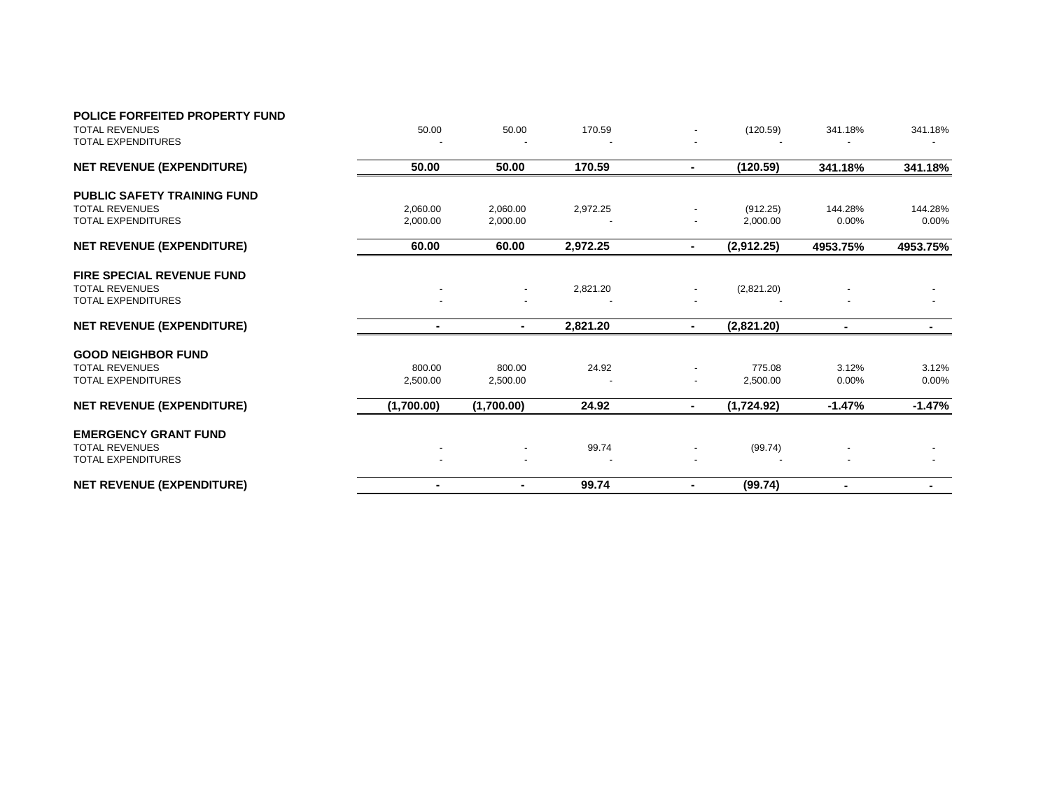| | | | | | | | |
|---|---|---|---|---|---|---|---|
| **POLICE FORFEITED PROPERTY FUND** | | | | | | | |
| TOTAL REVENUES | 50.00 | 50.00 | 170.59 | - | (120.59) | 341.18% | 341.18% |
| TOTAL EXPENDITURES | - | - | - | - | - | - | - |
| **NET REVENUE (EXPENDITURE)** | **50.00** | **50.00** | **170.59** | **-** | **(120.59)** | **341.18%** | **341.18%** |
| **PUBLIC SAFETY TRAINING FUND** | | | | | | | |
| TOTAL REVENUES | 2,060.00 | 2,060.00 | 2,972.25 | - | (912.25) | 144.28% | 144.28% |
| TOTAL EXPENDITURES | 2,000.00 | 2,000.00 | - | - | 2,000.00 | 0.00% | 0.00% |
| **NET REVENUE (EXPENDITURE)** | **60.00** | **60.00** | **2,972.25** | **-** | **(2,912.25)** | **4953.75%** | **4953.75%** |
| **FIRE SPECIAL REVENUE FUND** | | | | | | | |
| TOTAL REVENUES | - | - | 2,821.20 | - | (2,821.20) | - | - |
| TOTAL EXPENDITURES | - | - | - | - | - | - | - |
| **NET REVENUE (EXPENDITURE)** | **-** | **-** | **2,821.20** | **-** | **(2,821.20)** | **-** | **-** |
| **GOOD NEIGHBOR FUND** | | | | | | | |
| TOTAL REVENUES | 800.00 | 800.00 | 24.92 | - | 775.08 | 3.12% | 3.12% |
| TOTAL EXPENDITURES | 2,500.00 | 2,500.00 | - | - | 2,500.00 | 0.00% | 0.00% |
| **NET REVENUE (EXPENDITURE)** | **(1,700.00)** | **(1,700.00)** | **24.92** | **-** | **(1,724.92)** | **-1.47%** | **-1.47%** |
| **EMERGENCY GRANT FUND** | | | | | | | |
| TOTAL REVENUES | - | - | 99.74 | - | (99.74) | - | - |
| TOTAL EXPENDITURES | - | - | - | - | - | - | - |
| **NET REVENUE (EXPENDITURE)** | **-** | **-** | **99.74** | **-** | **(99.74)** | **-** | **-** |